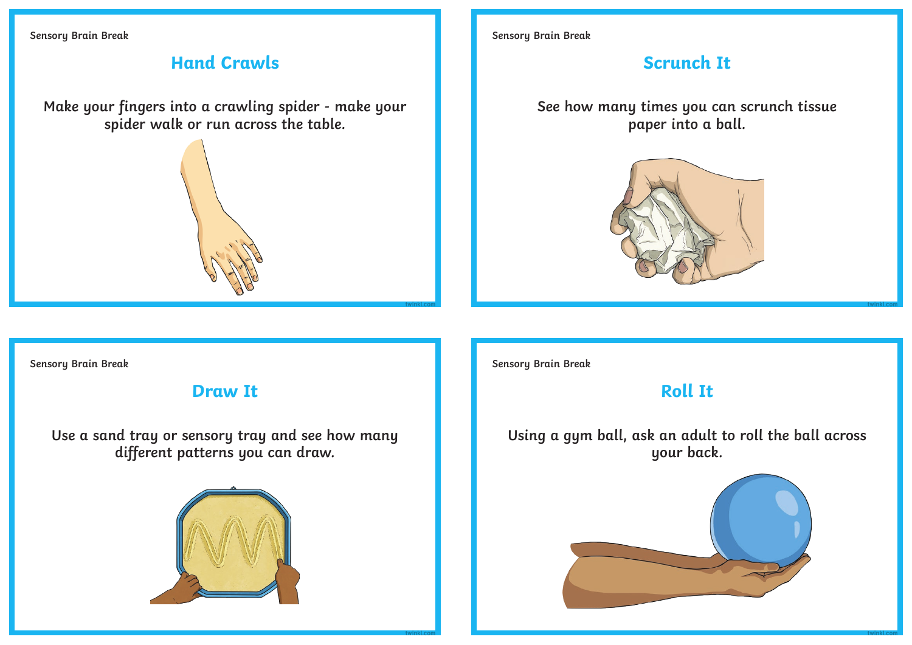Sensory Brain Break

## Hand Crawls

Make your fingers into a crawling spider - make your spider walk or run across the table.

Sensory Brain Break

## Scrunch It

See how many times you can scrunch tissue paper into a ball.

Sensory Brain Break

## Draw It

Use a sand tray or sensory tray and see how many different patterns you can draw.

Sensory Brain Break

## Roll It

Using a gym ball, ask an adult to roll the ball across your back.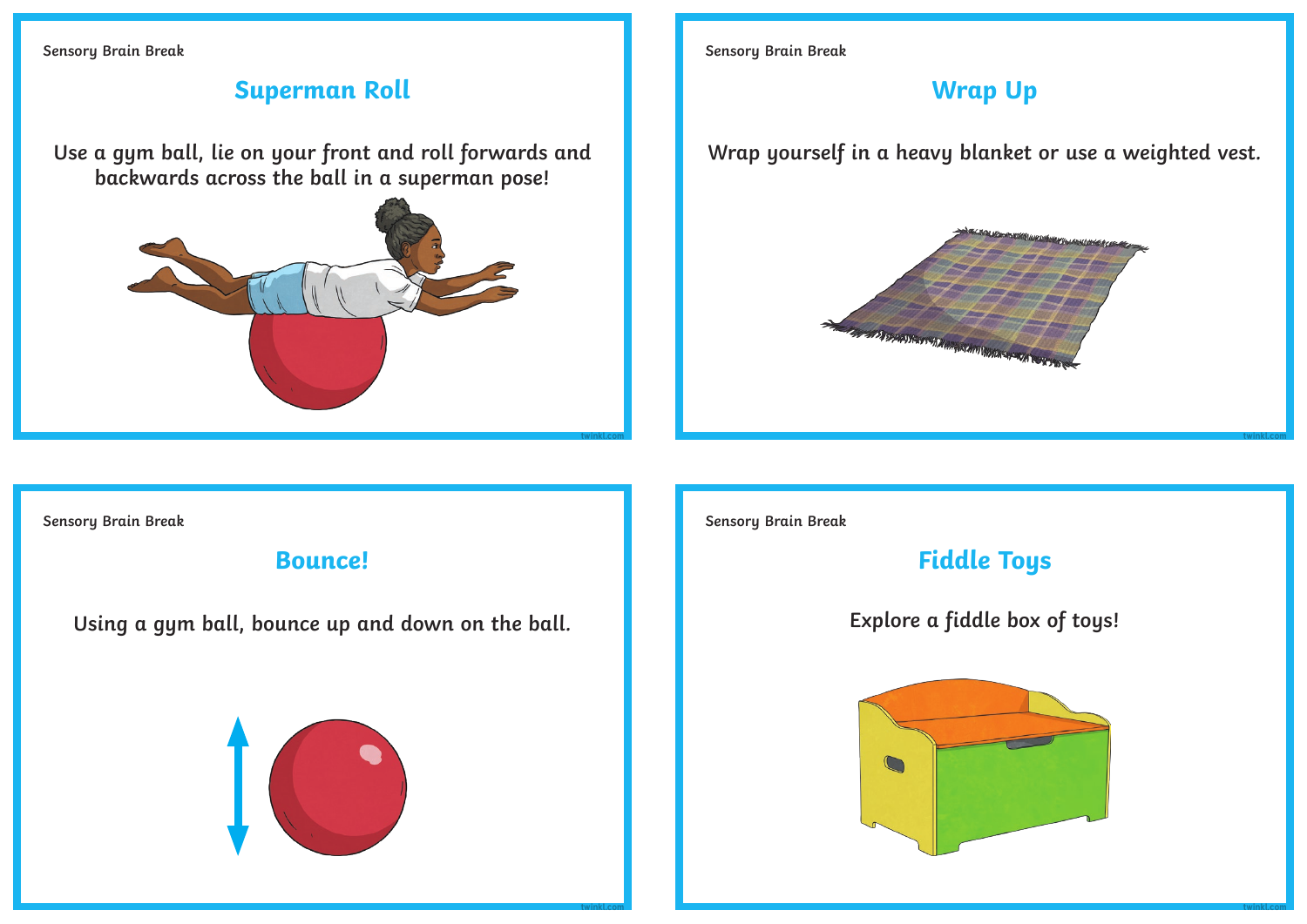Sensory Brain Break

## Superman Roll

Use a gym ball, lie on your front and roll forwards and backwards across the ball in a superman pose!

Sensory Brain Break

## Wrap Up

Wrap yourself in a heavy blanket or use a weighted vest.

Sensory Brain Break

## Bounce!

Using a gym ball, bounce up and down on the ball.

Sensory Brain Break

## Fiddle Toys

Explore a fiddle box of toys!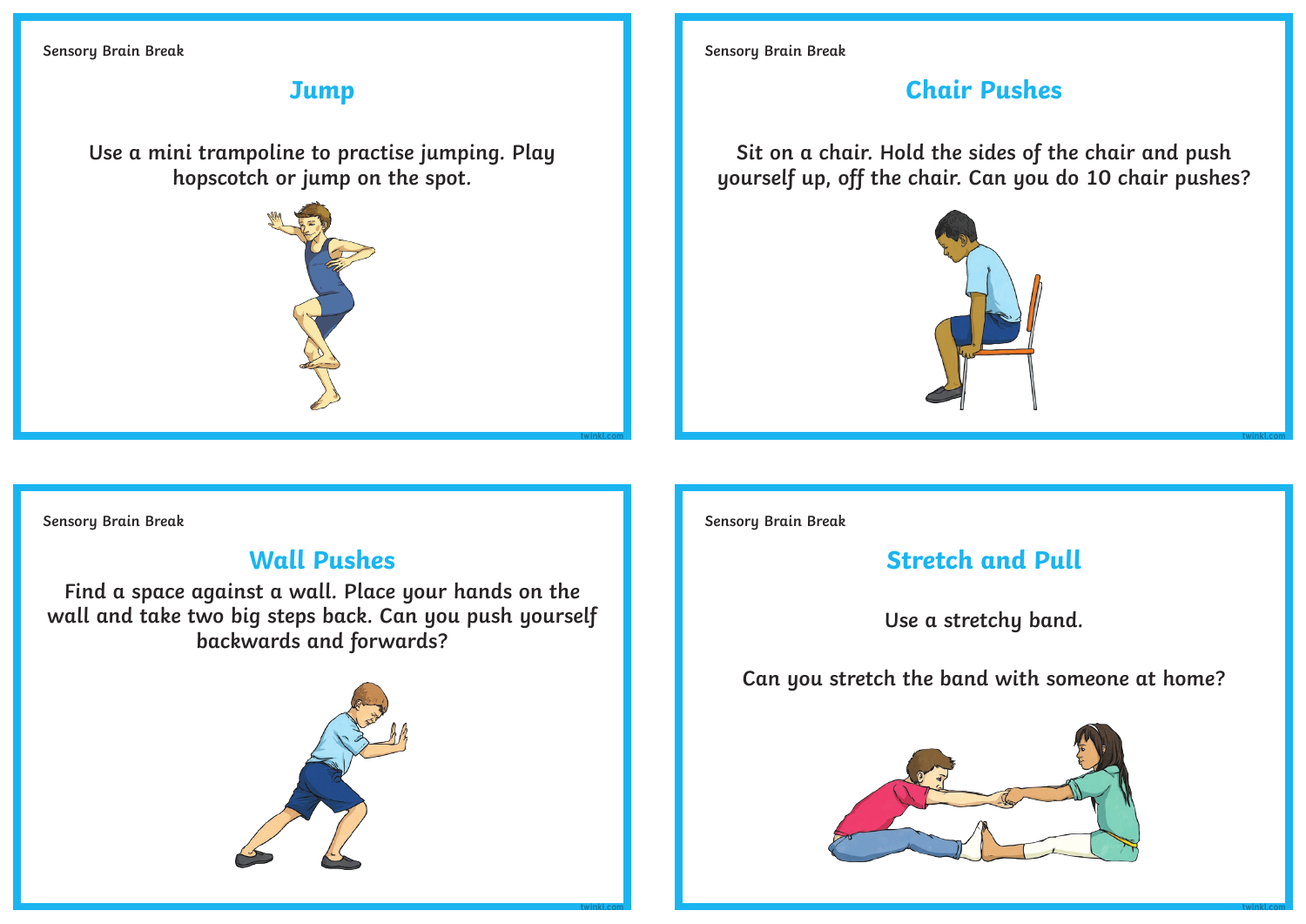Sensory Brain Break

## Jump

Use a mini trampoline to practise jumping. Play hopscotch or jump on the spot.

Sensory Brain Break

## Chair Pushes

Sit on a chair. Hold the sides of the chair and push yourself up, off the chair. Can you do 10 chair pushes?

Sensory Brain Break

## Wall Pushes

Find a space against a wall. Place your hands on the wall and take two big steps back. Can you push yourself backwards and forwards?

Sensory Brain Break

## Stretch and Pull

Use a stretchy band.

Can you stretch the band with someone at home?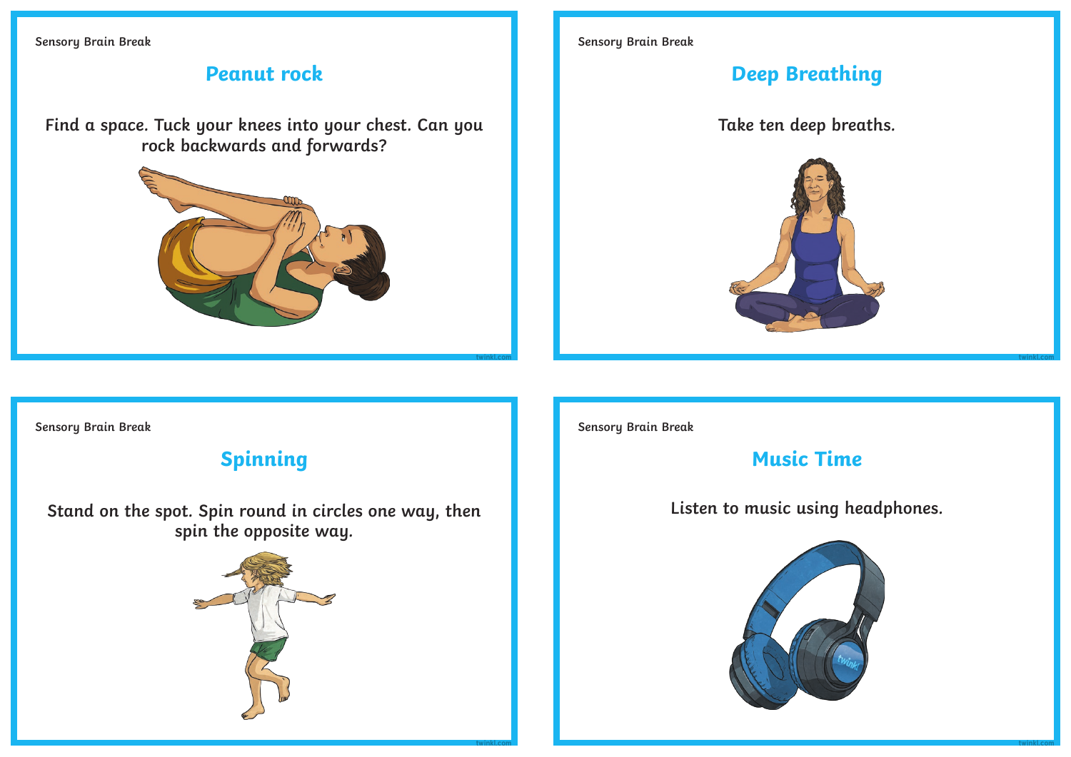Sensory Brain Break

## Peanut rock

Find a space. Tuck your knees into your chest. Can you rock backwards and forwards?

Sensory Brain Break

## Deep Breathing

Take ten deep breaths.

Sensory Brain Break

## Spinning

Stand on the spot. Spin round in circles one way, then spin the opposite way.

Sensory Brain Break

## Music Time

Listen to music using headphones.